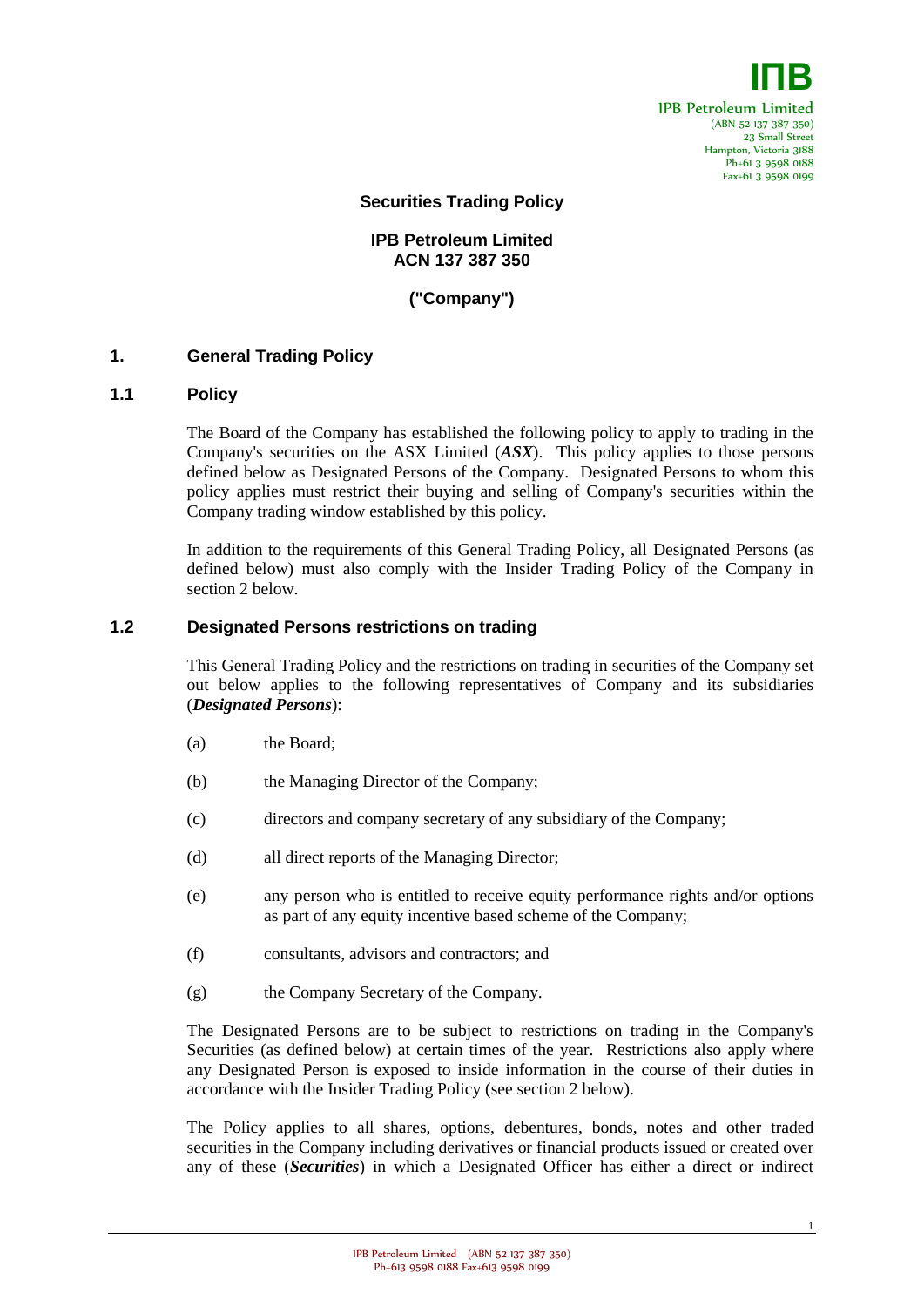IPB Petroleum Limited
(ABN 52 137 387 350)
23 Small Street
Hampton, Victoria 3188
Ph+61 3 9598 0188
Fax+61 3 9598 0199

**Securities Trading Policy**

**IPB Petroleum Limited**
**ACN 137 387 350**

**("Company")**

# 1. General Trading Policy

## 1.1 Policy

The Board of the Company has established the following policy to apply to trading in the Company's securities on the ASX Limited (***ASX***). This policy applies to those persons defined below as Designated Persons of the Company. Designated Persons to whom this policy applies must restrict their buying and selling of Company's securities within the Company trading window established by this policy.

In addition to the requirements of this General Trading Policy, all Designated Persons (as defined below) must also comply with the Insider Trading Policy of the Company in section 2 below.

## 1.2 Designated Persons restrictions on trading

This General Trading Policy and the restrictions on trading in securities of the Company set out below applies to the following representatives of Company and its subsidiaries (***Designated Persons***):

(a) the Board;

(b) the Managing Director of the Company;

(c) directors and company secretary of any subsidiary of the Company;

(d) all direct reports of the Managing Director;

(e) any person who is entitled to receive equity performance rights and/or options as part of any equity incentive based scheme of the Company;

(f) consultants, advisors and contractors; and

(g) the Company Secretary of the Company.

The Designated Persons are to be subject to restrictions on trading in the Company's Securities (as defined below) at certain times of the year. Restrictions also apply where any Designated Person is exposed to inside information in the course of their duties in accordance with the Insider Trading Policy (see section 2 below).

The Policy applies to all shares, options, debentures, bonds, notes and other traded securities in the Company including derivatives or financial products issued or created over any of these (***Securities***) in which a Designated Officer has either a direct or indirect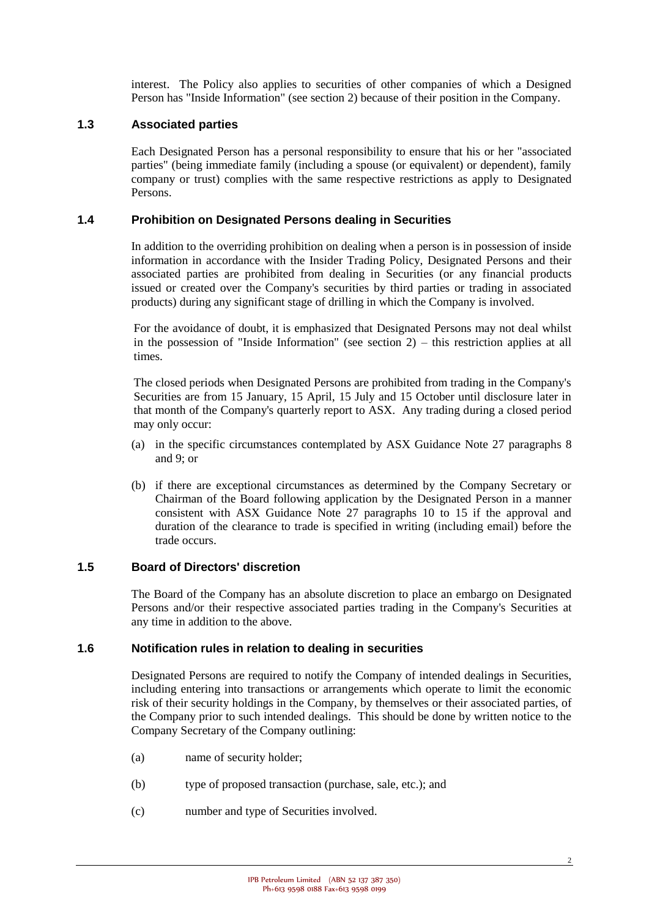interest. The Policy also applies to securities of other companies of which a Designed Person has "Inside Information" (see section 2) because of their position in the Company.

### 1.3 Associated parties

Each Designated Person has a personal responsibility to ensure that his or her "associated parties" (being immediate family (including a spouse (or equivalent) or dependent), family company or trust) complies with the same respective restrictions as apply to Designated Persons.

### 1.4 Prohibition on Designated Persons dealing in Securities

In addition to the overriding prohibition on dealing when a person is in possession of inside information in accordance with the Insider Trading Policy, Designated Persons and their associated parties are prohibited from dealing in Securities (or any financial products issued or created over the Company's securities by third parties or trading in associated products) during any significant stage of drilling in which the Company is involved.

For the avoidance of doubt, it is emphasized that Designated Persons may not deal whilst in the possession of "Inside Information" (see section 2) – this restriction applies at all times.

The closed periods when Designated Persons are prohibited from trading in the Company's Securities are from 15 January, 15 April, 15 July and 15 October until disclosure later in that month of the Company's quarterly report to ASX. Any trading during a closed period may only occur:

(a) in the specific circumstances contemplated by ASX Guidance Note 27 paragraphs 8 and 9; or

(b) if there are exceptional circumstances as determined by the Company Secretary or Chairman of the Board following application by the Designated Person in a manner consistent with ASX Guidance Note 27 paragraphs 10 to 15 if the approval and duration of the clearance to trade is specified in writing (including email) before the trade occurs.

### 1.5 Board of Directors' discretion

The Board of the Company has an absolute discretion to place an embargo on Designated Persons and/or their respective associated parties trading in the Company's Securities at any time in addition to the above.

### 1.6 Notification rules in relation to dealing in securities

Designated Persons are required to notify the Company of intended dealings in Securities, including entering into transactions or arrangements which operate to limit the economic risk of their security holdings in the Company, by themselves or their associated parties, of the Company prior to such intended dealings. This should be done by written notice to the Company Secretary of the Company outlining:

(a) name of security holder;

(b) type of proposed transaction (purchase, sale, etc.); and

(c) number and type of Securities involved.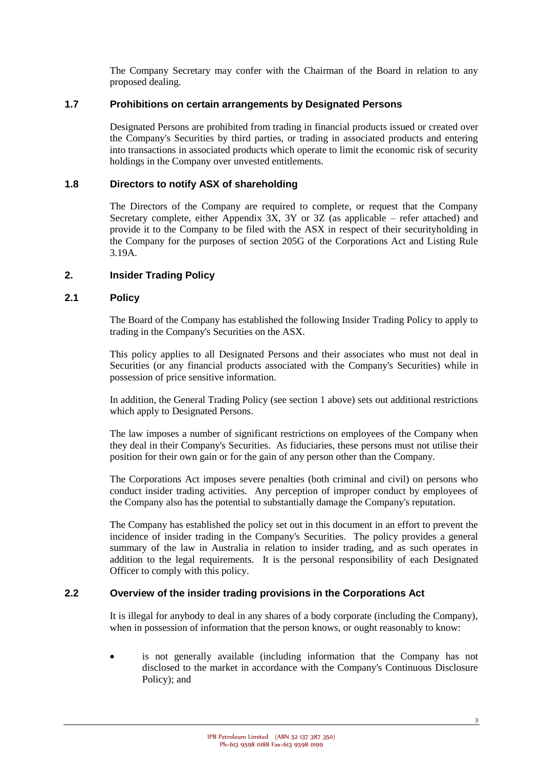The Company Secretary may confer with the Chairman of the Board in relation to any proposed dealing.

### 1.7 Prohibitions on certain arrangements by Designated Persons

Designated Persons are prohibited from trading in financial products issued or created over the Company's Securities by third parties, or trading in associated products and entering into transactions in associated products which operate to limit the economic risk of security holdings in the Company over unvested entitlements.

### 1.8 Directors to notify ASX of shareholding

The Directors of the Company are required to complete, or request that the Company Secretary complete, either Appendix 3X, 3Y or 3Z (as applicable – refer attached) and provide it to the Company to be filed with the ASX in respect of their securityholding in the Company for the purposes of section 205G of the Corporations Act and Listing Rule 3.19A.

## 2. Insider Trading Policy

### 2.1 Policy

The Board of the Company has established the following Insider Trading Policy to apply to trading in the Company's Securities on the ASX.

This policy applies to all Designated Persons and their associates who must not deal in Securities (or any financial products associated with the Company's Securities) while in possession of price sensitive information.

In addition, the General Trading Policy (see section 1 above) sets out additional restrictions which apply to Designated Persons.

The law imposes a number of significant restrictions on employees of the Company when they deal in their Company's Securities. As fiduciaries, these persons must not utilise their position for their own gain or for the gain of any person other than the Company.

The Corporations Act imposes severe penalties (both criminal and civil) on persons who conduct insider trading activities. Any perception of improper conduct by employees of the Company also has the potential to substantially damage the Company's reputation.

The Company has established the policy set out in this document in an effort to prevent the incidence of insider trading in the Company's Securities. The policy provides a general summary of the law in Australia in relation to insider trading, and as such operates in addition to the legal requirements. It is the personal responsibility of each Designated Officer to comply with this policy.

### 2.2 Overview of the insider trading provisions in the Corporations Act

It is illegal for anybody to deal in any shares of a body corporate (including the Company), when in possession of information that the person knows, or ought reasonably to know:

- is not generally available (including information that the Company has not disclosed to the market in accordance with the Company's Continuous Disclosure Policy); and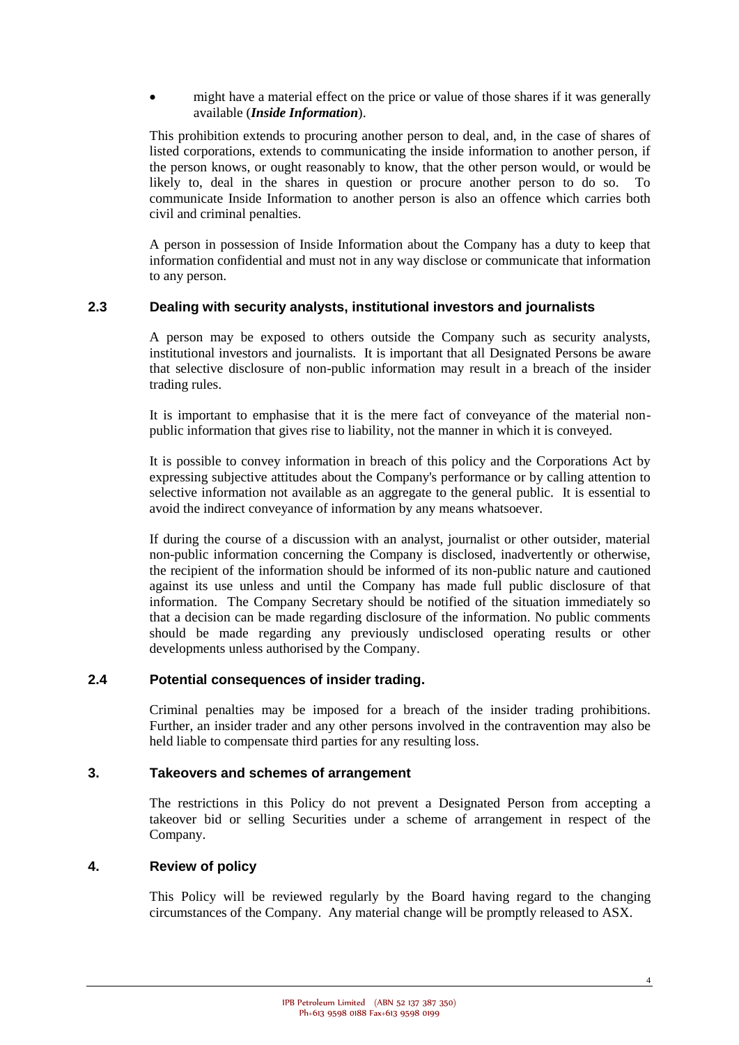- might have a material effect on the price or value of those shares if it was generally available (***Inside Information***).

This prohibition extends to procuring another person to deal, and, in the case of shares of listed corporations, extends to communicating the inside information to another person, if the person knows, or ought reasonably to know, that the other person would, or would be likely to, deal in the shares in question or procure another person to do so. To communicate Inside Information to another person is also an offence which carries both civil and criminal penalties.

A person in possession of Inside Information about the Company has a duty to keep that information confidential and must not in any way disclose or communicate that information to any person.

### 2.3 Dealing with security analysts, institutional investors and journalists

A person may be exposed to others outside the Company such as security analysts, institutional investors and journalists. It is important that all Designated Persons be aware that selective disclosure of non-public information may result in a breach of the insider trading rules.

It is important to emphasise that it is the mere fact of conveyance of the material non-public information that gives rise to liability, not the manner in which it is conveyed.

It is possible to convey information in breach of this policy and the Corporations Act by expressing subjective attitudes about the Company's performance or by calling attention to selective information not available as an aggregate to the general public. It is essential to avoid the indirect conveyance of information by any means whatsoever.

If during the course of a discussion with an analyst, journalist or other outsider, material non-public information concerning the Company is disclosed, inadvertently or otherwise, the recipient of the information should be informed of its non-public nature and cautioned against its use unless and until the Company has made full public disclosure of that information. The Company Secretary should be notified of the situation immediately so that a decision can be made regarding disclosure of the information. No public comments should be made regarding any previously undisclosed operating results or other developments unless authorised by the Company.

### 2.4 Potential consequences of insider trading.

Criminal penalties may be imposed for a breach of the insider trading prohibitions. Further, an insider trader and any other persons involved in the contravention may also be held liable to compensate third parties for any resulting loss.

## 3. Takeovers and schemes of arrangement

The restrictions in this Policy do not prevent a Designated Person from accepting a takeover bid or selling Securities under a scheme of arrangement in respect of the Company.

## 4. Review of policy

This Policy will be reviewed regularly by the Board having regard to the changing circumstances of the Company. Any material change will be promptly released to ASX.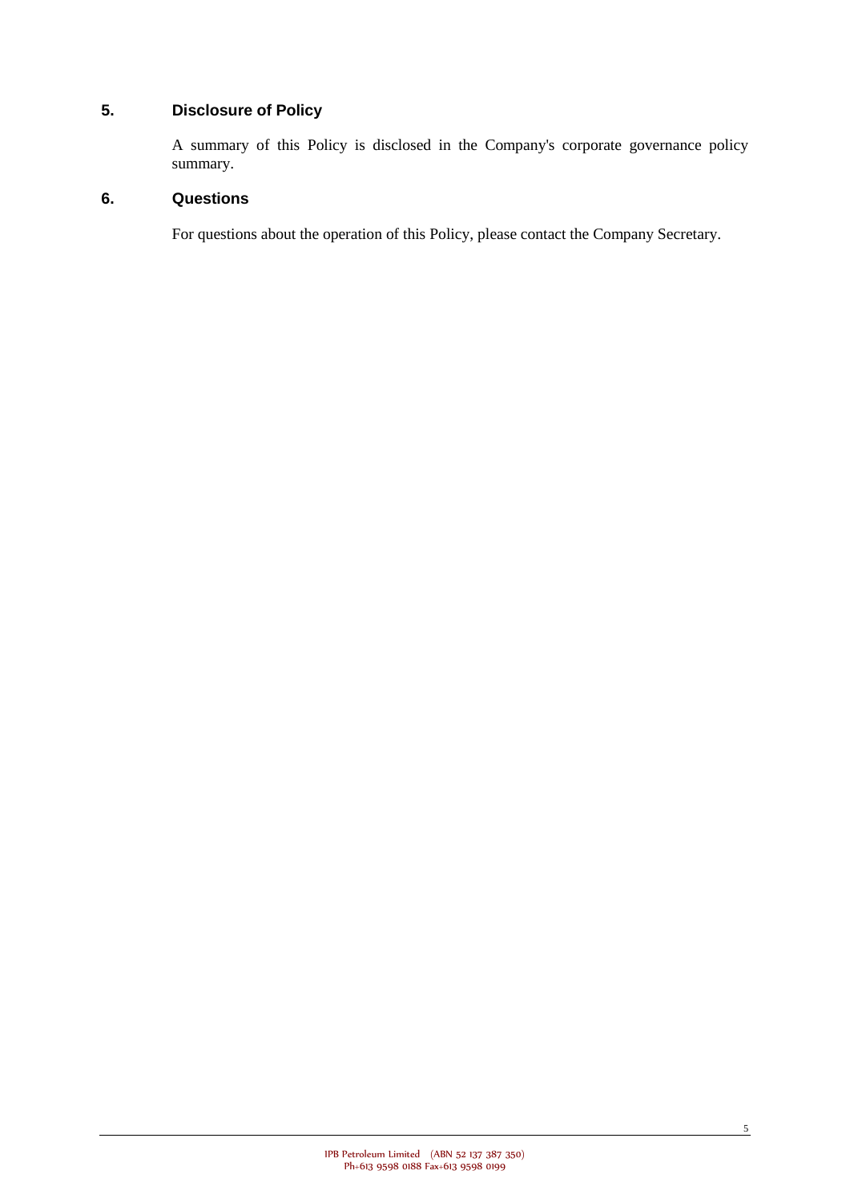## 5. Disclosure of Policy

A summary of this Policy is disclosed in the Company's corporate governance policy summary.

## 6. Questions

For questions about the operation of this Policy, please contact the Company Secretary.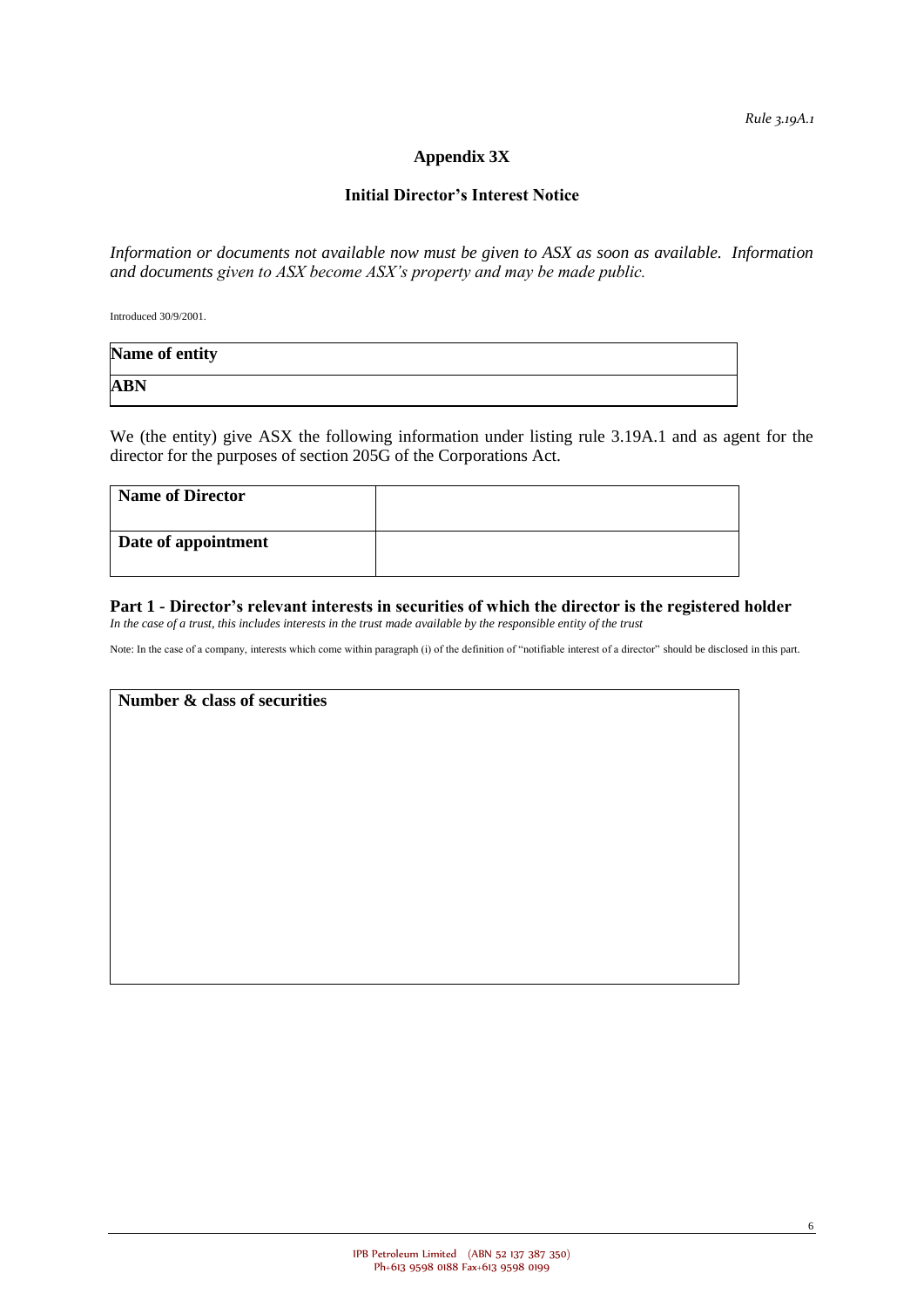*Rule 3.19A.1*

# Appendix 3X

## Initial Director's Interest Notice

*Information or documents not available now must be given to ASX as soon as available. Information and documents given to ASX become ASX's property and may be made public.*

Introduced 30/9/2001.

| **Name of entity** |
|---|
| **ABN** |

We (the entity) give ASX the following information under listing rule 3.19A.1 and as agent for the director for the purposes of section 205G of the Corporations Act.

| **Name of Director** | |
|---|---|
| **Date of appointment** | |

### Part 1 - Director's relevant interests in securities of which the director is the registered holder

*In the case of a trust, this includes interests in the trust made available by the responsible entity of the trust*

Note: In the case of a company, interests which come within paragraph (i) of the definition of "notifiable interest of a director" should be disclosed in this part.

| **Number & class of securities** |
|---|
| |

IPB Petroleum Limited (ABN 52 137 387 350)
Ph+613 9598 0188 Fax+613 9598 0199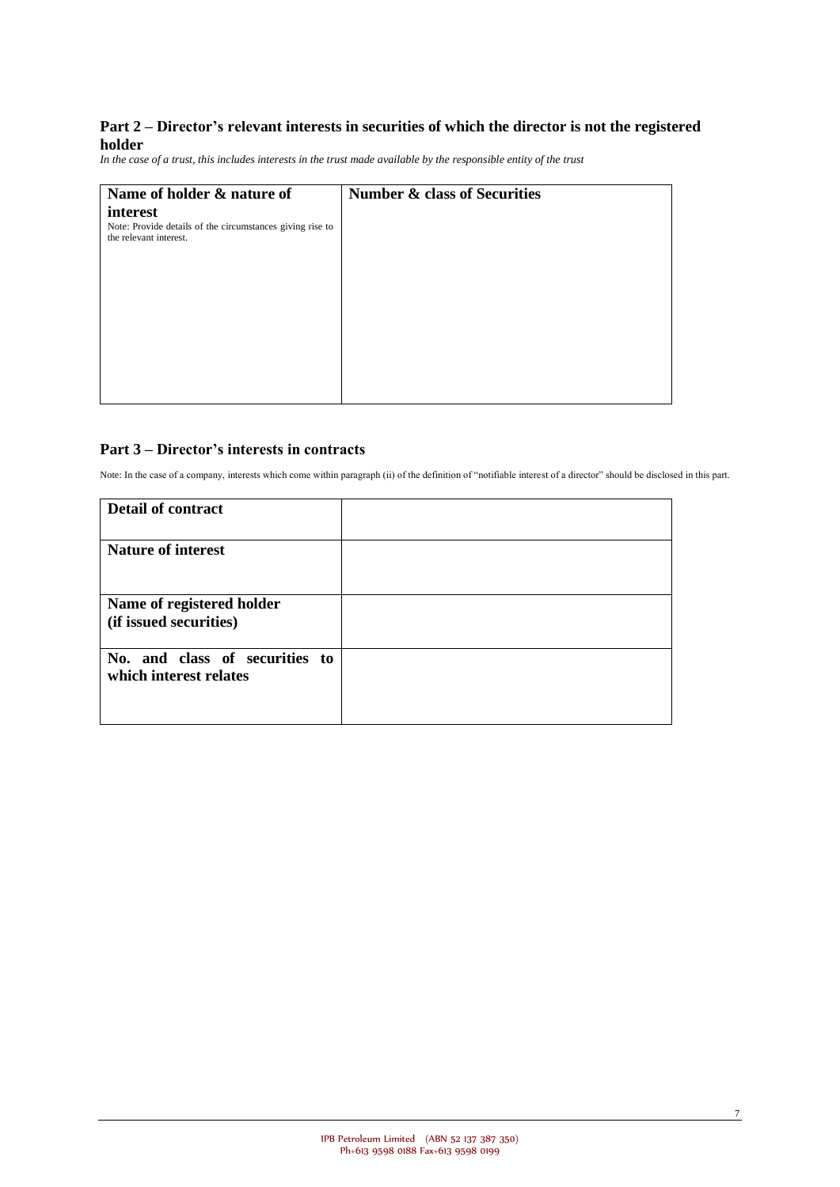## Part 2 – Director's relevant interests in securities of which the director is not the registered holder

*In the case of a trust, this includes interests in the trust made available by the responsible entity of the trust*

| **Name of holder & nature of interest**<br>Note: Provide details of the circumstances giving rise to the relevant interest. | **Number & class of Securities** |
|---|---|
| | |

## Part 3 – Director's interests in contracts

Note: In the case of a company, interests which come within paragraph (ii) of the definition of "notifiable interest of a director" should be disclosed in this part.

| | |
|---|---|
| **Detail of contract** | |
| **Nature of interest** | |
| **Name of registered holder (if issued securities)** | |
| **No. and class of securities to which interest relates** | |

IPB Petroleum Limited (ABN 52 137 387 350)
Ph+613 9598 0188 Fax+613 9598 0199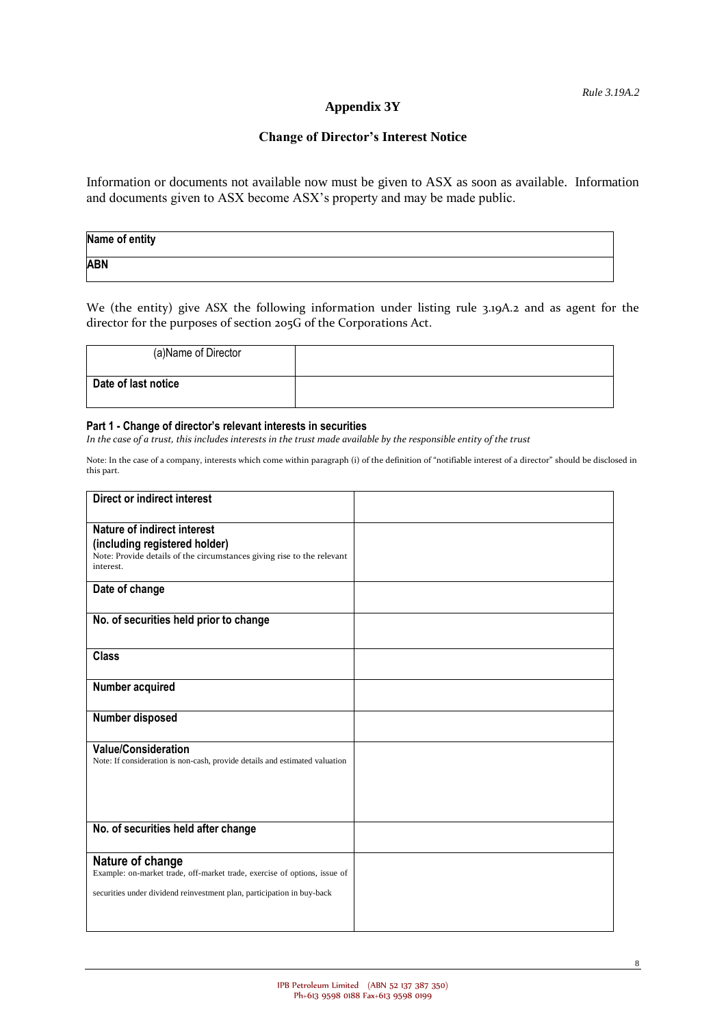*Rule 3.19A.2*

# Appendix 3Y

## Change of Director's Interest Notice

Information or documents not available now must be given to ASX as soon as available. Information and documents given to ASX become ASX's property and may be made public.

| **Name of entity** |
|---|
| **ABN** |

We (the entity) give ASX the following information under listing rule 3.19A.2 and as agent for the director for the purposes of section 205G of the Corporations Act.

| (a)Name of Director | |
|---|---|
| **Date of last notice** | |

### Part 1 - Change of director's relevant interests in securities

*In the case of a trust, this includes interests in the trust made available by the responsible entity of the trust*

Note: In the case of a company, interests which come within paragraph (i) of the definition of "notifiable interest of a director" should be disclosed in this part.

| **Direct or indirect interest** | |
|---|---|
| **Nature of indirect interest (including registered holder)**<br>Note: Provide details of the circumstances giving rise to the relevant interest. | |
| **Date of change** | |
| **No. of securities held prior to change** | |
| **Class** | |
| **Number acquired** | |
| **Number disposed** | |
| **Value/Consideration**<br>Note: If consideration is non-cash, provide details and estimated valuation | |
| **No. of securities held after change** | |
| **Nature of change**<br>Example: on-market trade, off-market trade, exercise of options, issue of securities under dividend reinvestment plan, participation in buy-back | |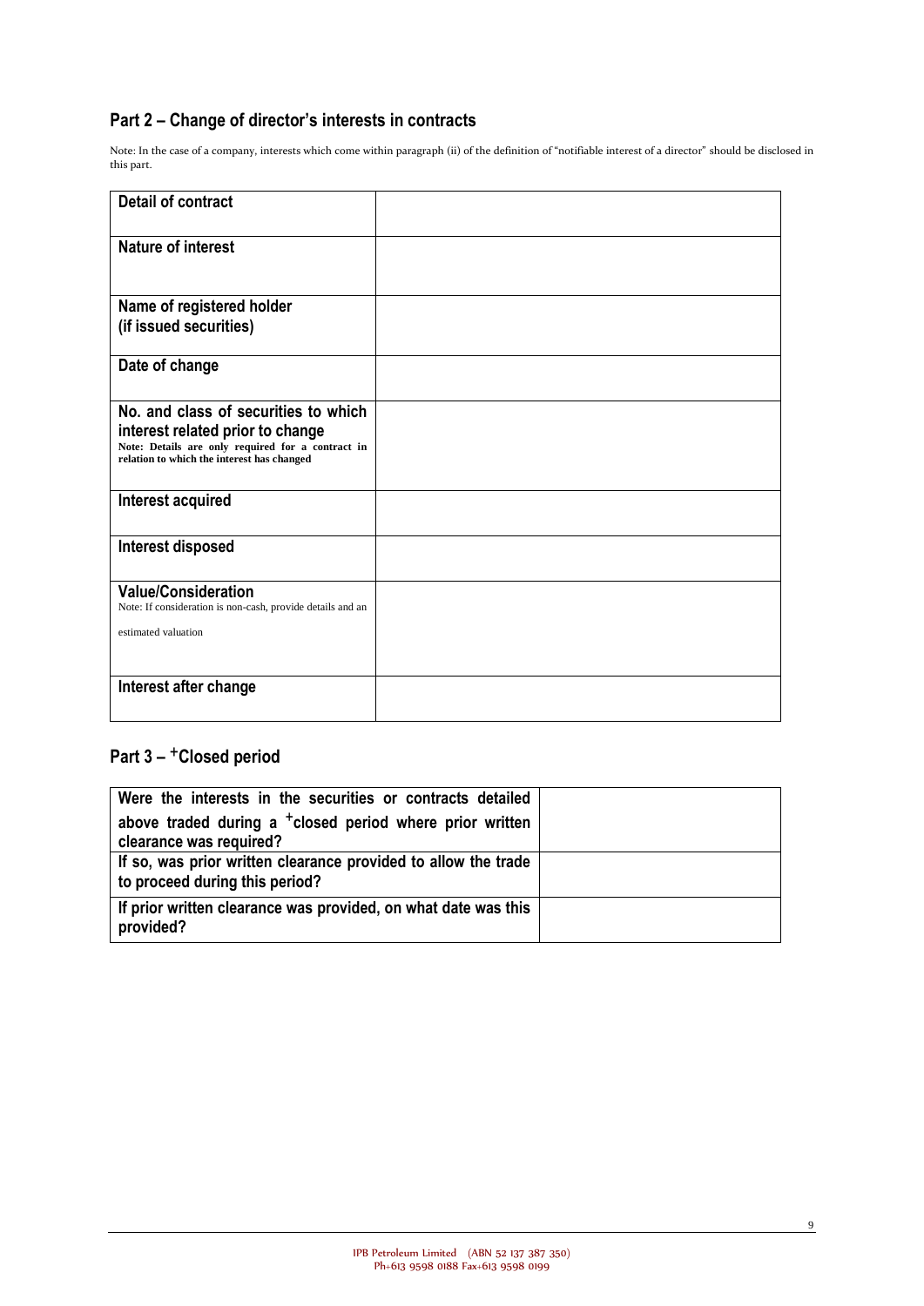## Part 2 – Change of director's interests in contracts

Note: In the case of a company, interests which come within paragraph (ii) of the definition of "notifiable interest of a director" should be disclosed in this part.

| | |
|---|---|
| **Detail of contract** | |
| **Nature of interest** | |
| **Name of registered holder (if issued securities)** | |
| **Date of change** | |
| **No. and class of securities to which interest related prior to change** Note: Details are only required for a contract in relation to which the interest has changed | |
| **Interest acquired** | |
| **Interest disposed** | |
| **Value/Consideration** Note: If consideration is non-cash, provide details and an estimated valuation | |
| **Interest after change** | |

## Part 3 – +Closed period

| | |
|---|---|
| **Were the interests in the securities or contracts detailed above traded during a +closed period where prior written clearance was required?** | |
| **If so, was prior written clearance provided to allow the trade to proceed during this period?** | |
| **If prior written clearance was provided, on what date was this provided?** | |

IPB Petroleum Limited (ABN 52 137 387 350)
Ph+613 9598 0188 Fax+613 9598 0199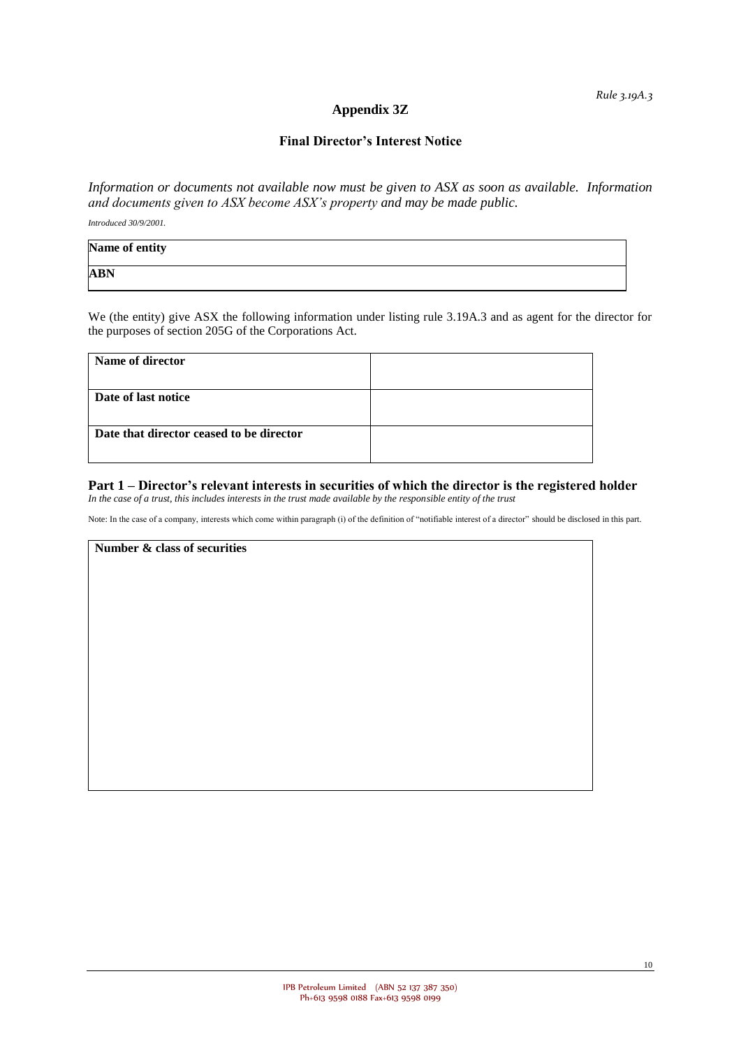*Rule 3.19A.3*

# Appendix 3Z

## Final Director's Interest Notice

*Information or documents not available now must be given to ASX as soon as available. Information and documents given to ASX become ASX's property and may be made public.*

*Introduced 30/9/2001.*

| **Name of entity** |
|---|
| **ABN** |

We (the entity) give ASX the following information under listing rule 3.19A.3 and as agent for the director for the purposes of section 205G of the Corporations Act.

| **Name of director** | |
|---|---|
| **Date of last notice** | |
| **Date that director ceased to be director** | |

## Part 1 – Director's relevant interests in securities of which the director is the registered holder

*In the case of a trust, this includes interests in the trust made available by the responsible entity of the trust*

Note: In the case of a company, interests which come within paragraph (i) of the definition of "notifiable interest of a director" should be disclosed in this part.

| **Number & class of securities** |
|---|
| |

IPB Petroleum Limited (ABN 52 137 387 350)
Ph+613 9598 0188 Fax+613 9598 0199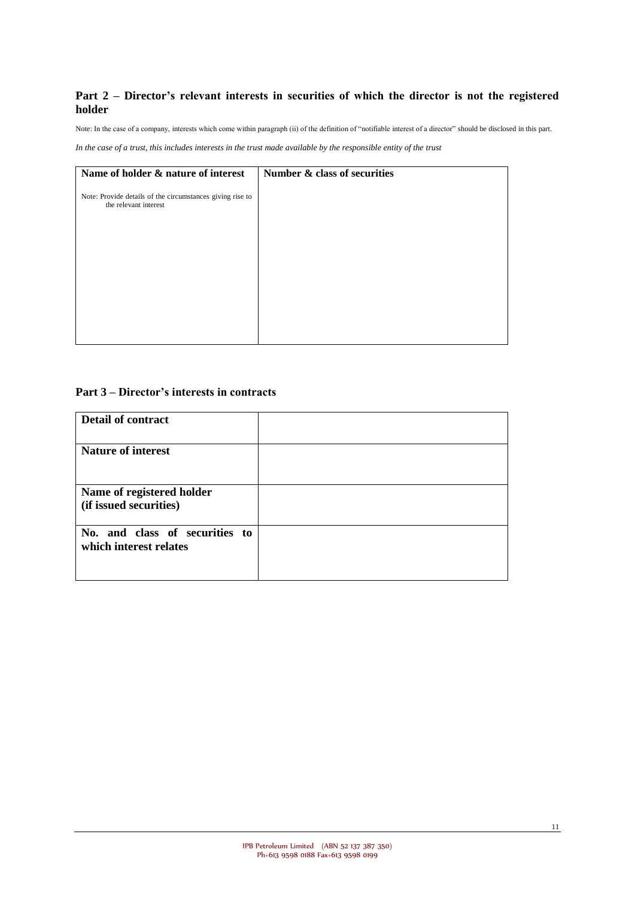## Part 2 – Director's relevant interests in securities of which the director is not the registered holder

Note: In the case of a company, interests which come within paragraph (ii) of the definition of "notifiable interest of a director" should be disclosed in this part.

*In the case of a trust, this includes interests in the trust made available by the responsible entity of the trust*

| Name of holder & nature of interest<br><br>Note: Provide details of the circumstances giving rise to the relevant interest | Number & class of securities |
|---|---|
| | |

## Part 3 – Director's interests in contracts

| | |
|---|---|
| **Detail of contract** | |
| **Nature of interest** | |
| **Name of registered holder (if issued securities)** | |
| **No. and class of securities to which interest relates** | |